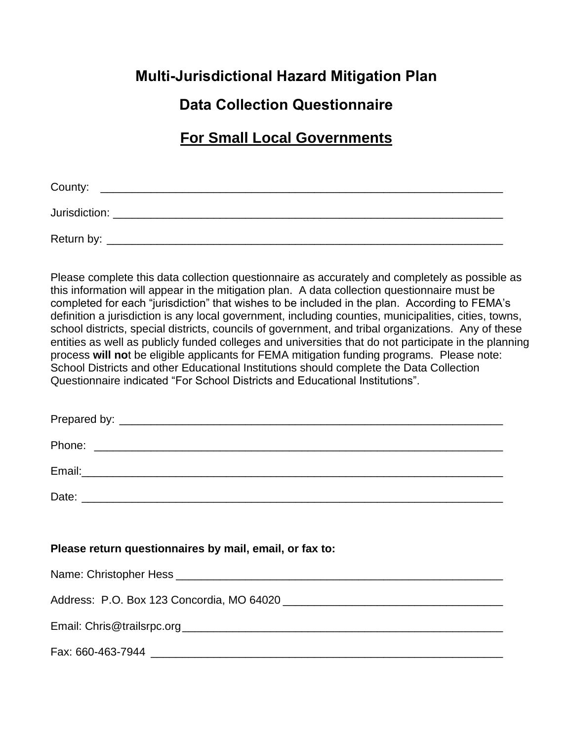# Multi-Jurisdictional Hazard Mitigation Plan

## Data Collection Questionnaire

## For Small Local Governments

County: ______________________________________________________________

Jurisdiction: ___________________________________________________________

Return by: _____________________________________________________________

Please complete this data collection questionnaire as accurately and completely as possible as this information will appear in the mitigation plan. A data collection questionnaire must be completed for each "jurisdiction" that wishes to be included in the plan. According to FEMA's definition a jurisdiction is any local government, including counties, municipalities, cities, towns, school districts, special districts, councils of government, and tribal organizations. Any of these entities as well as publicly funded colleges and universities that do not participate in the planning process **will no**t be eligible applicants for FEMA mitigation funding programs. Please note: School Districts and other Educational Institutions should complete the Data Collection Questionnaire indicated "For School Districts and Educational Institutions".

Prepared by: ___________________________________________________________

Phone: _______________________________________________________________

Email:_________________________________________________________________

Date: _________________________________________________________________

**Please return questionnaires by mail, email, or fax to:**

Name: Christopher Hess ___________________________________________________

Address: P.O. Box 123 Concordia, MO 64020 ____________________________________

Email: Chris@trailsrpc.org__________________________________________________

Fax: 660-463-7944 _______________________________________________________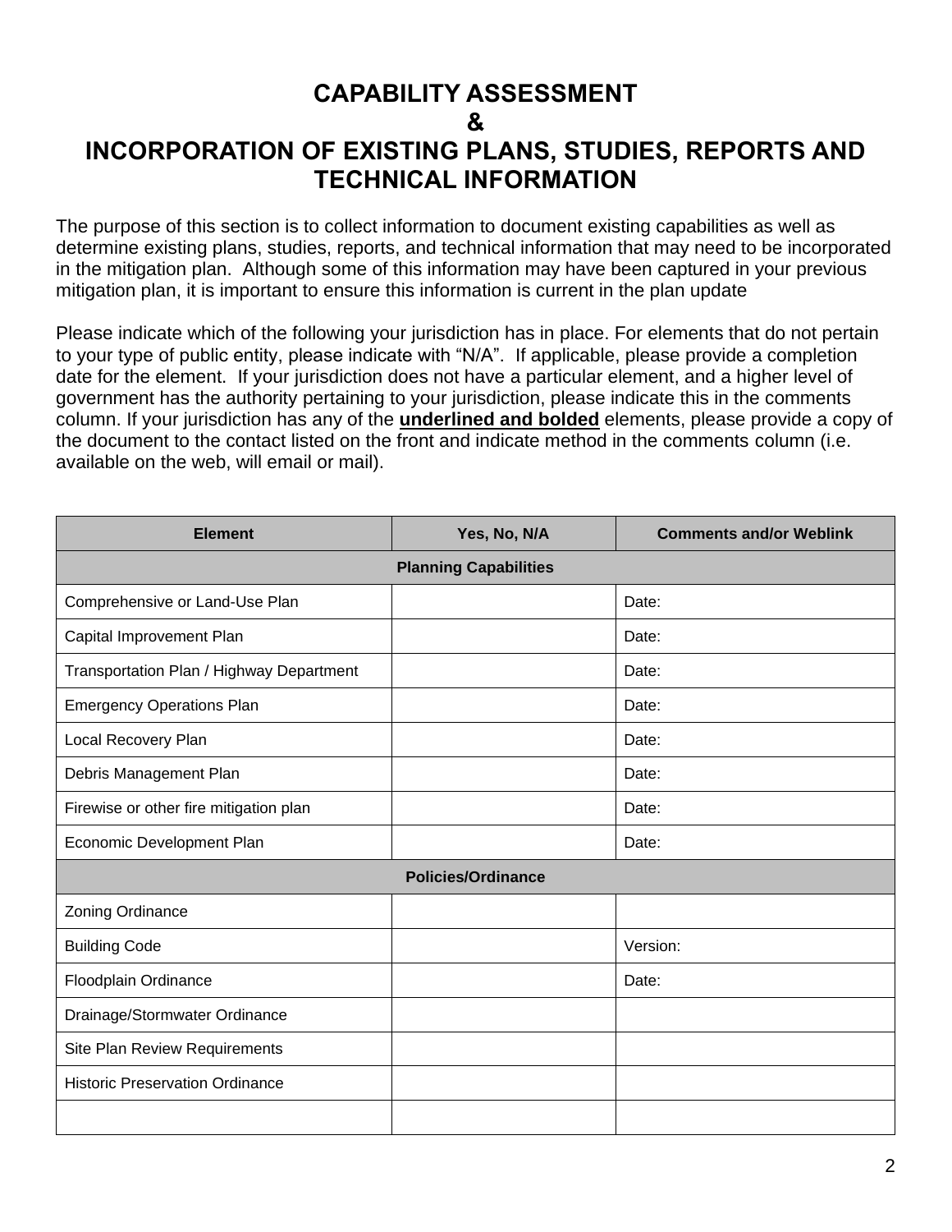# CAPABILITY ASSESSMENT
# &
# INCORPORATION OF EXISTING PLANS, STUDIES, REPORTS AND TECHNICAL INFORMATION

The purpose of this section is to collect information to document existing capabilities as well as determine existing plans, studies, reports, and technical information that may need to be incorporated in the mitigation plan. Although some of this information may have been captured in your previous mitigation plan, it is important to ensure this information is current in the plan update

Please indicate which of the following your jurisdiction has in place. For elements that do not pertain to your type of public entity, please indicate with "N/A". If applicable, please provide a completion date for the element. If your jurisdiction does not have a particular element, and a higher level of government has the authority pertaining to your jurisdiction, please indicate this in the comments column. If your jurisdiction has any of the **<u>underlined and bolded</u>** elements, please provide a copy of the document to the contact listed on the front and indicate method in the comments column (i.e. available on the web, will email or mail).

| Element | Yes, No, N/A | Comments and/or Weblink |
|---|---|---|
| **Planning Capabilities** | | |
| Comprehensive or Land-Use Plan | | Date: |
| Capital Improvement Plan | | Date: |
| Transportation Plan / Highway Department | | Date: |
| Emergency Operations Plan | | Date: |
| Local Recovery Plan | | Date: |
| Debris Management Plan | | Date: |
| Firewise or other fire mitigation plan | | Date: |
| Economic Development Plan | | Date: |
| **Policies/Ordinance** | | |
| Zoning Ordinance | | |
| Building Code | | Version: |
| Floodplain Ordinance | | Date: |
| Drainage/Stormwater Ordinance | | |
| Site Plan Review Requirements | | |
| Historic Preservation Ordinance | | |
| | | |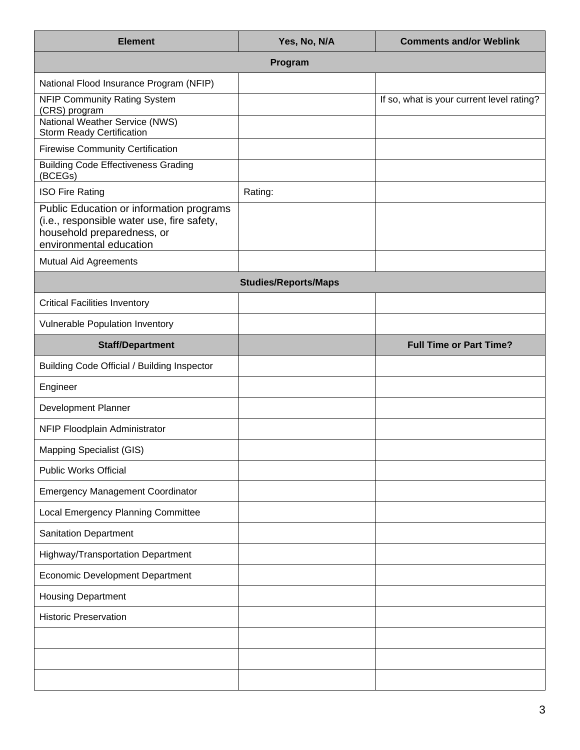| Element | Yes, No, N/A | Comments and/or Weblink |
|---|---|---|
| **Program** | | |
| National Flood Insurance Program (NFIP) | | |
| NFIP Community Rating System (CRS) program | | If so, what is your current level rating? |
| National Weather Service (NWS) Storm Ready Certification | | |
| Firewise Community Certification | | |
| Building Code Effectiveness Grading (BCEGs) | | |
| ISO Fire Rating | Rating: | |
| Public Education or information programs (i.e., responsible water use, fire safety, household preparedness, or environmental education | | |
| Mutual Aid Agreements | | |
| **Studies/Reports/Maps** | | |
| Critical Facilities Inventory | | |
| Vulnerable Population Inventory | | |
| **Staff/Department** | | **Full Time or Part Time?** |
| Building Code Official / Building Inspector | | |
| Engineer | | |
| Development Planner | | |
| NFIP Floodplain Administrator | | |
| Mapping Specialist (GIS) | | |
| Public Works Official | | |
| Emergency Management Coordinator | | |
| Local Emergency Planning Committee | | |
| Sanitation Department | | |
| Highway/Transportation Department | | |
| Economic Development Department | | |
| Housing Department | | |
| Historic Preservation | | |
| | | |
| | | |
| | | |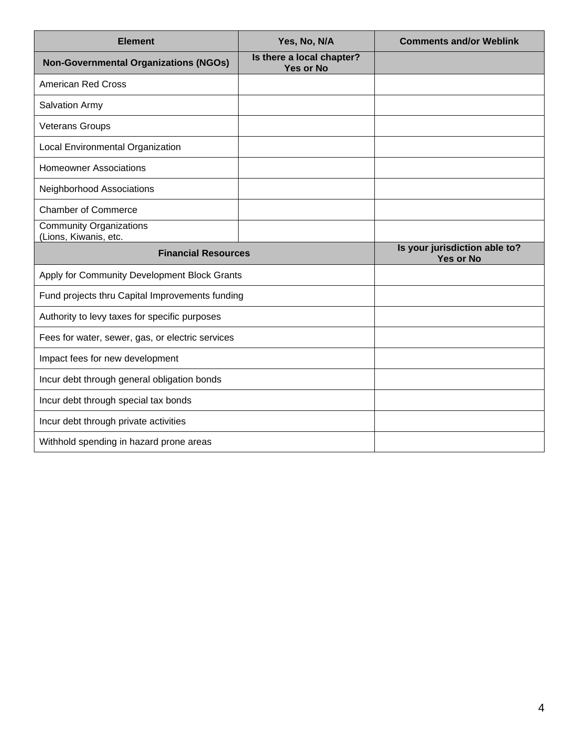| Element | Yes, No, N/A | Comments and/or Weblink |
|---|---|---|
| **Non-Governmental Organizations (NGOs)** | **Is there a local chapter? Yes or No** | |
| American Red Cross | | |
| Salvation Army | | |
| Veterans Groups | | |
| Local Environmental Organization | | |
| Homeowner Associations | | |
| Neighborhood Associations | | |
| Chamber of Commerce | | |
| Community Organizations (Lions, Kiwanis, etc. | | |
| **Financial Resources** | | **Is your jurisdiction able to? Yes or No** |
| Apply for Community Development Block Grants | | |
| Fund projects thru Capital Improvements funding | | |
| Authority to levy taxes for specific purposes | | |
| Fees for water, sewer, gas, or electric services | | |
| Impact fees for new development | | |
| Incur debt through general obligation bonds | | |
| Incur debt through special tax bonds | | |
| Incur debt through private activities | | |
| Withhold spending in hazard prone areas | | |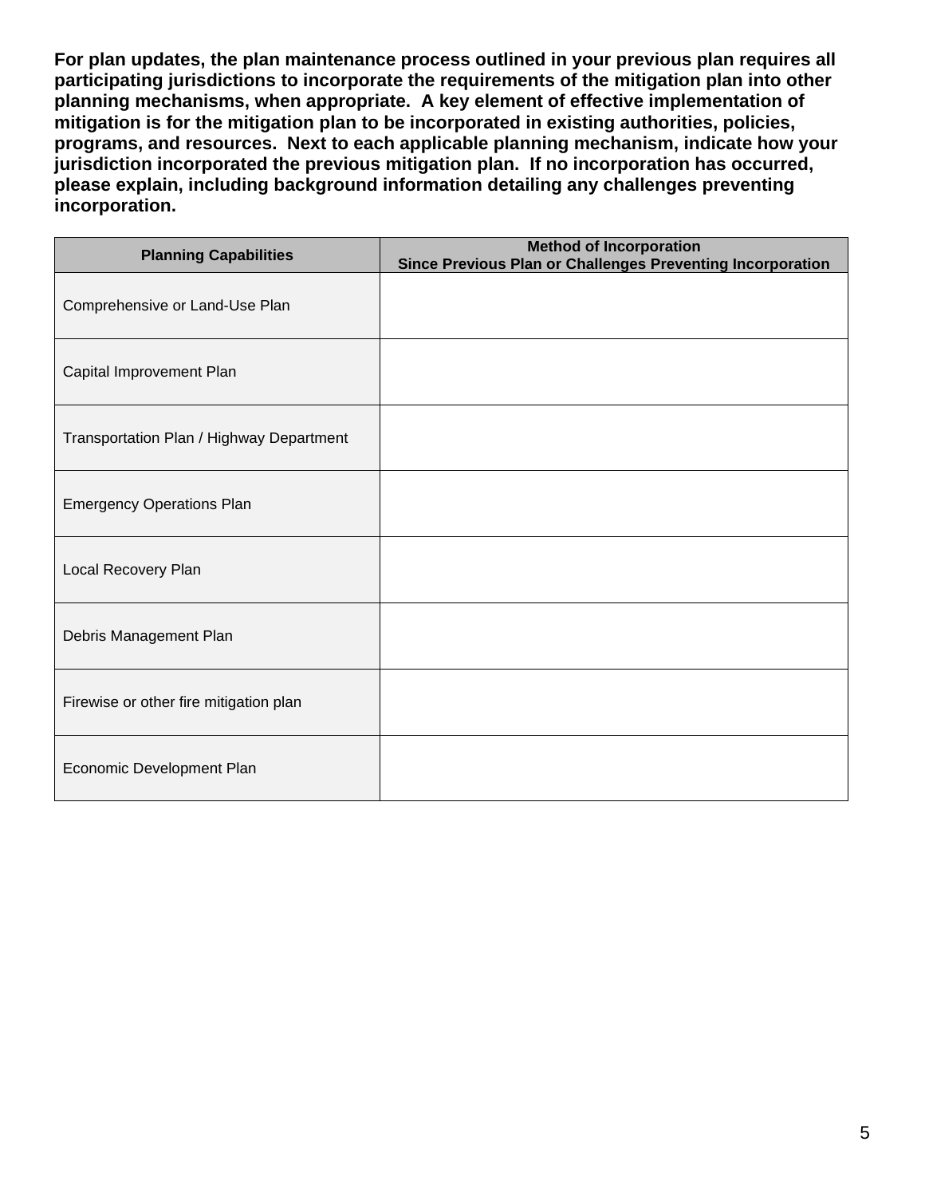**For plan updates, the plan maintenance process outlined in your previous plan requires all participating jurisdictions to incorporate the requirements of the mitigation plan into other planning mechanisms, when appropriate. A key element of effective implementation of mitigation is for the mitigation plan to be incorporated in existing authorities, policies, programs, and resources. Next to each applicable planning mechanism, indicate how your jurisdiction incorporated the previous mitigation plan. If no incorporation has occurred, please explain, including background information detailing any challenges preventing incorporation.**

| Planning Capabilities | Method of Incorporation Since Previous Plan or Challenges Preventing Incorporation |
|---|---|
| Comprehensive or Land-Use Plan | |
| Capital Improvement Plan | |
| Transportation Plan / Highway Department | |
| Emergency Operations Plan | |
| Local Recovery Plan | |
| Debris Management Plan | |
| Firewise or other fire mitigation plan | |
| Economic Development Plan | |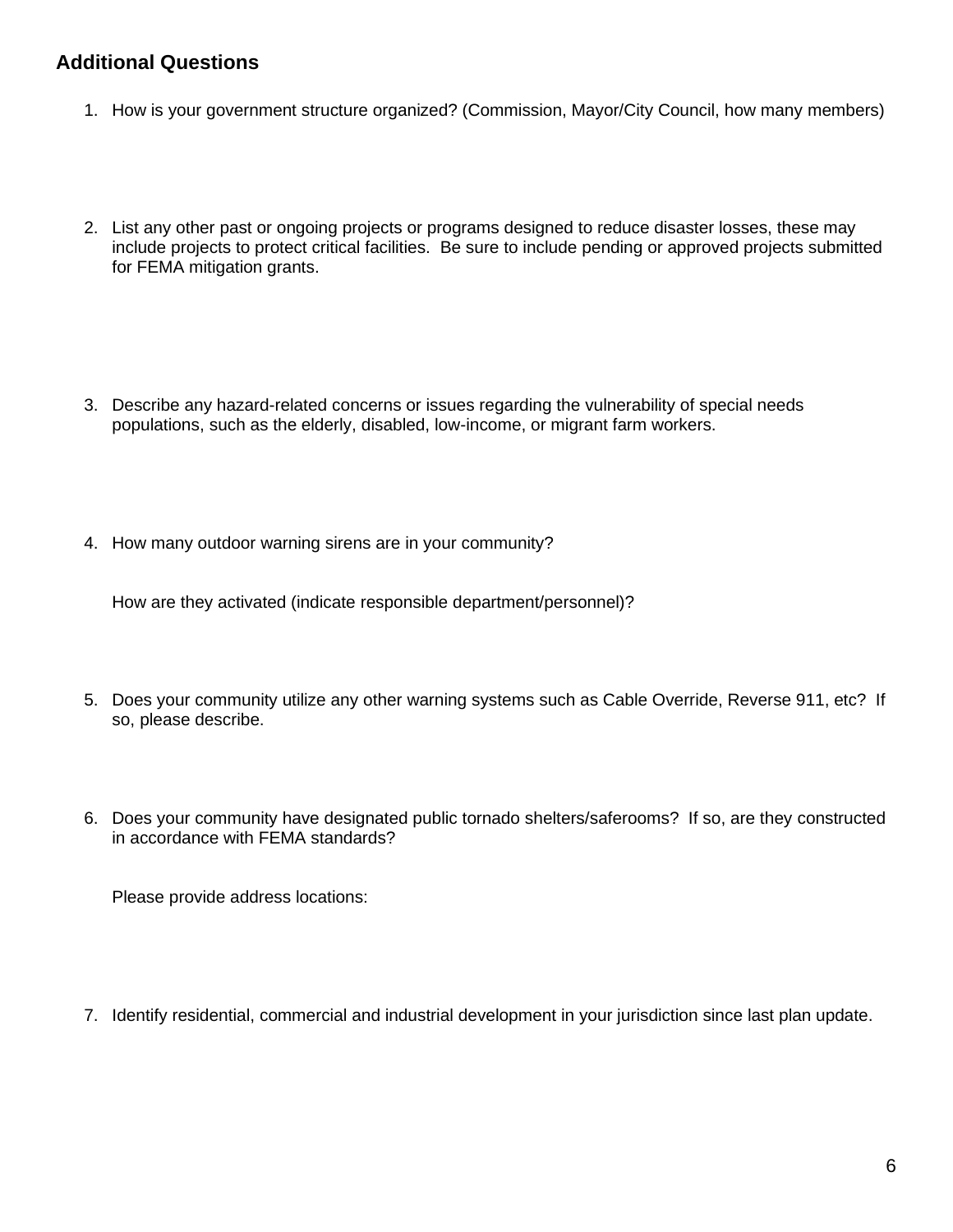## Additional Questions

1. How is your government structure organized? (Commission, Mayor/City Council, how many members)

2. List any other past or ongoing projects or programs designed to reduce disaster losses, these may include projects to protect critical facilities. Be sure to include pending or approved projects submitted for FEMA mitigation grants.

3. Describe any hazard-related concerns or issues regarding the vulnerability of special needs populations, such as the elderly, disabled, low-income, or migrant farm workers.

4. How many outdoor warning sirens are in your community?

   How are they activated (indicate responsible department/personnel)?

5. Does your community utilize any other warning systems such as Cable Override, Reverse 911, etc? If so, please describe.

6. Does your community have designated public tornado shelters/saferooms? If so, are they constructed in accordance with FEMA standards?

   Please provide address locations:

7. Identify residential, commercial and industrial development in your jurisdiction since last plan update.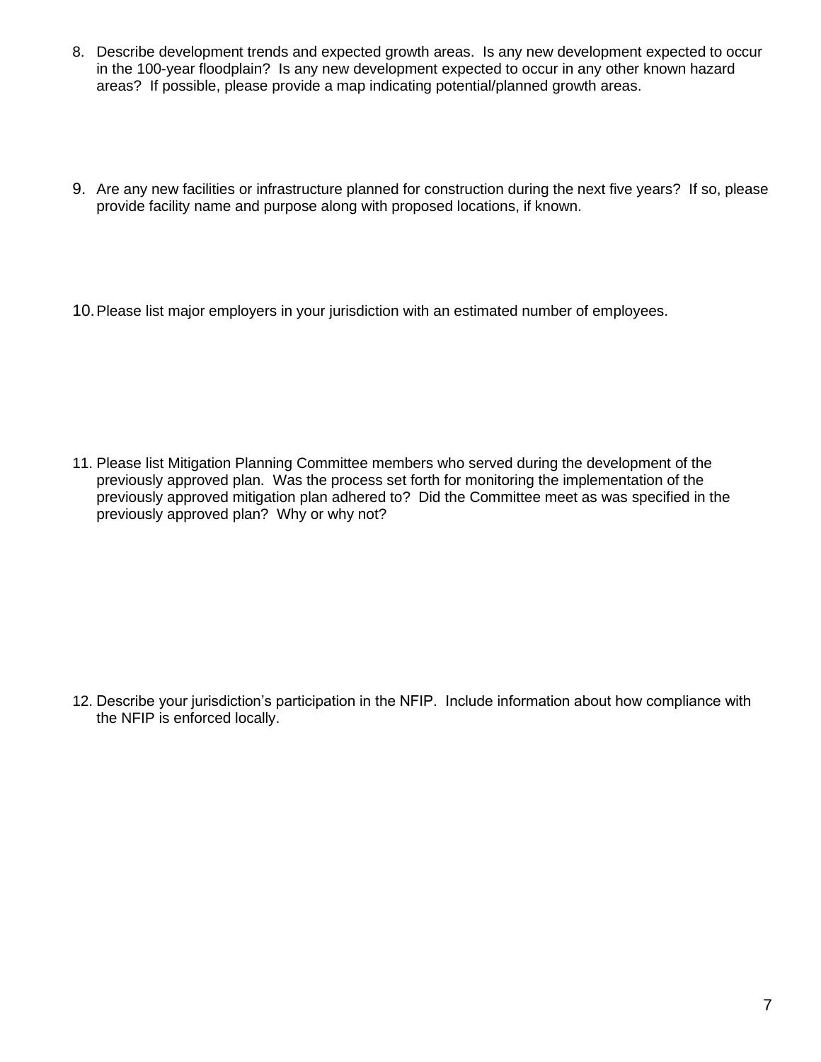8. Describe development trends and expected growth areas. Is any new development expected to occur in the 100-year floodplain? Is any new development expected to occur in any other known hazard areas? If possible, please provide a map indicating potential/planned growth areas.

9. Are any new facilities or infrastructure planned for construction during the next five years? If so, please provide facility name and purpose along with proposed locations, if known.

10. Please list major employers in your jurisdiction with an estimated number of employees.

11. Please list Mitigation Planning Committee members who served during the development of the previously approved plan. Was the process set forth for monitoring the implementation of the previously approved mitigation plan adhered to? Did the Committee meet as was specified in the previously approved plan? Why or why not?

12. Describe your jurisdiction's participation in the NFIP. Include information about how compliance with the NFIP is enforced locally.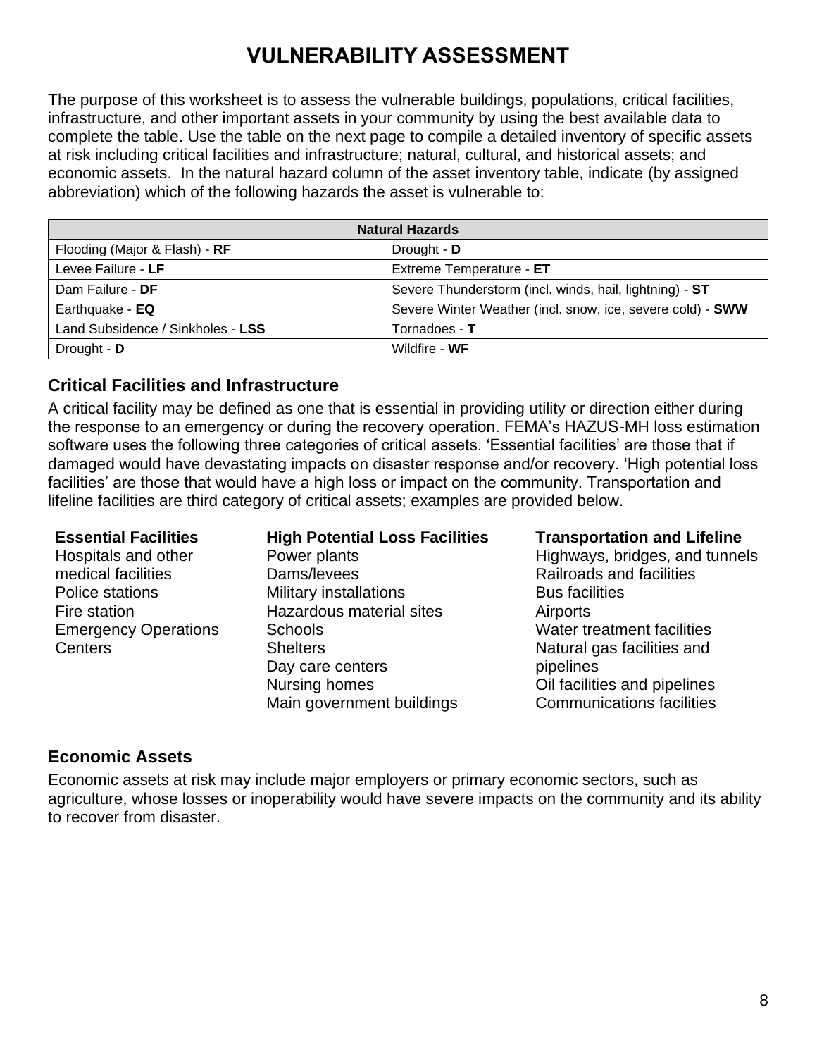# VULNERABILITY ASSESSMENT

The purpose of this worksheet is to assess the vulnerable buildings, populations, critical facilities, infrastructure, and other important assets in your community by using the best available data to complete the table. Use the table on the next page to compile a detailed inventory of specific assets at risk including critical facilities and infrastructure; natural, cultural, and historical assets; and economic assets. In the natural hazard column of the asset inventory table, indicate (by assigned abbreviation) which of the following hazards the asset is vulnerable to:

| **Natural Hazards** | |
|---|---|
| Flooding (Major & Flash) - **RF** | Drought - **D** |
| Levee Failure - **LF** | Extreme Temperature - **ET** |
| Dam Failure - **DF** | Severe Thunderstorm (incl. winds, hail, lightning) - **ST** |
| Earthquake - **EQ** | Severe Winter Weather (incl. snow, ice, severe cold) - **SWW** |
| Land Subsidence / Sinkholes - **LSS** | Tornadoes - **T** |
| Drought - **D** | Wildfire - **WF** |

## Critical Facilities and Infrastructure

A critical facility may be defined as one that is essential in providing utility or direction either during the response to an emergency or during the recovery operation. FEMA's HAZUS-MH loss estimation software uses the following three categories of critical assets. 'Essential facilities' are those that if damaged would have devastating impacts on disaster response and/or recovery. 'High potential loss facilities' are those that would have a high loss or impact on the community. Transportation and lifeline facilities are third category of critical assets; examples are provided below.

**Essential Facilities**
Hospitals and other medical facilities
Police stations
Fire station
Emergency Operations Centers

**High Potential Loss Facilities**
Power plants
Dams/levees
Military installations
Hazardous material sites
Schools
Shelters
Day care centers
Nursing homes
Main government buildings

**Transportation and Lifeline**
Highways, bridges, and tunnels
Railroads and facilities
Bus facilities
Airports
Water treatment facilities
Natural gas facilities and pipelines
Oil facilities and pipelines
Communications facilities

## Economic Assets

Economic assets at risk may include major employers or primary economic sectors, such as agriculture, whose losses or inoperability would have severe impacts on the community and its ability to recover from disaster.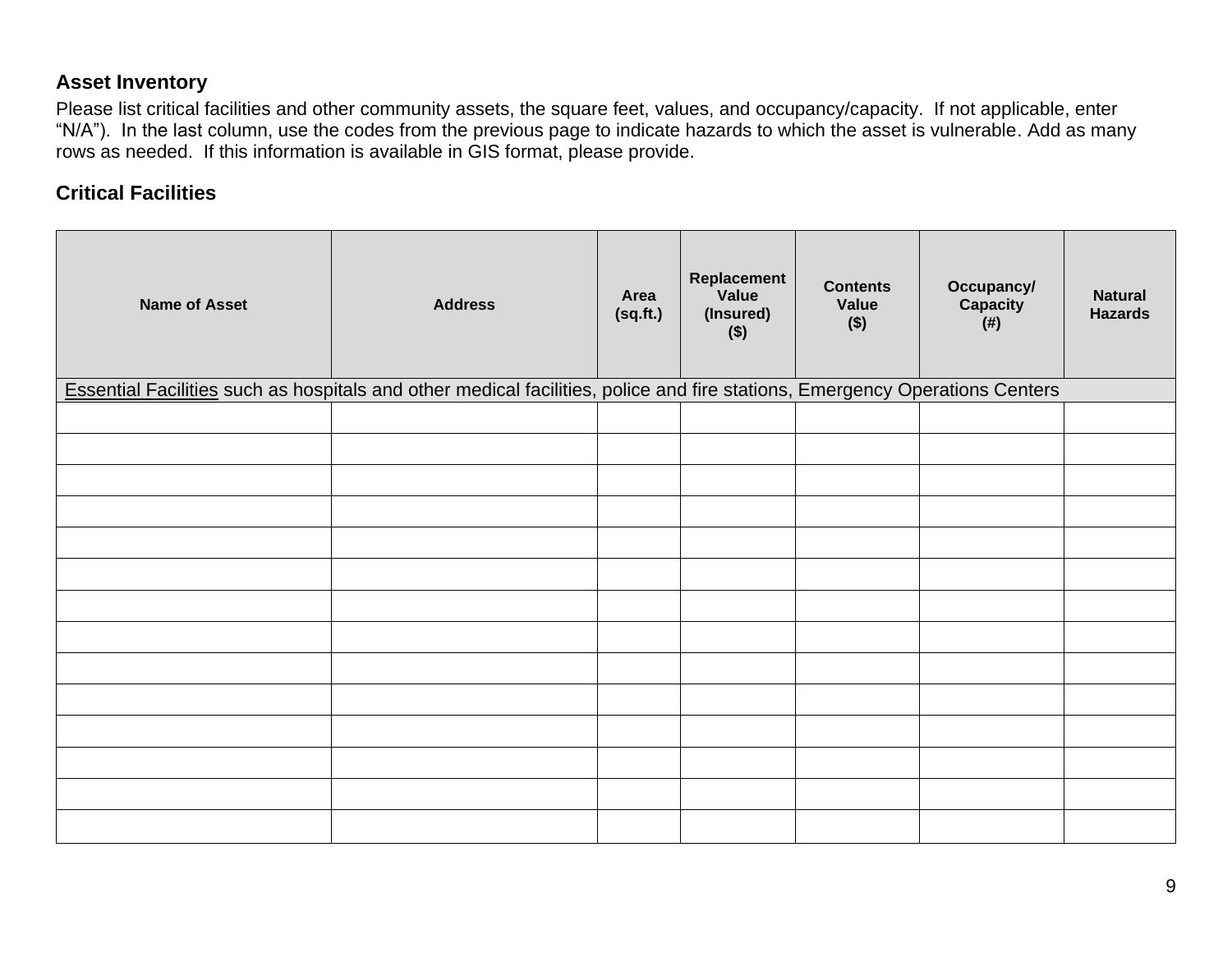## Asset Inventory

Please list critical facilities and other community assets, the square feet, values, and occupancy/capacity. If not applicable, enter “N/A”). In the last column, use the codes from the previous page to indicate hazards to which the asset is vulnerable. Add as many rows as needed. If this information is available in GIS format, please provide.

## Critical Facilities

| Name of Asset | Address | Area (sq.ft.) | Replacement Value (Insured) ($) | Contents Value ($) | Occupancy/ Capacity (#) | Natural Hazards |
|---|---|---|---|---|---|---|
| Essential Facilities such as hospitals and other medical facilities, police and fire stations, Emergency Operations Centers | | | | | | |
| | | | | | | |
| | | | | | | |
| | | | | | | |
| | | | | | | |
| | | | | | | |
| | | | | | | |
| | | | | | | |
| | | | | | | |
| | | | | | | |
| | | | | | | |
| | | | | | | |
| | | | | | | |
| | | | | | | |
| | | | | | | |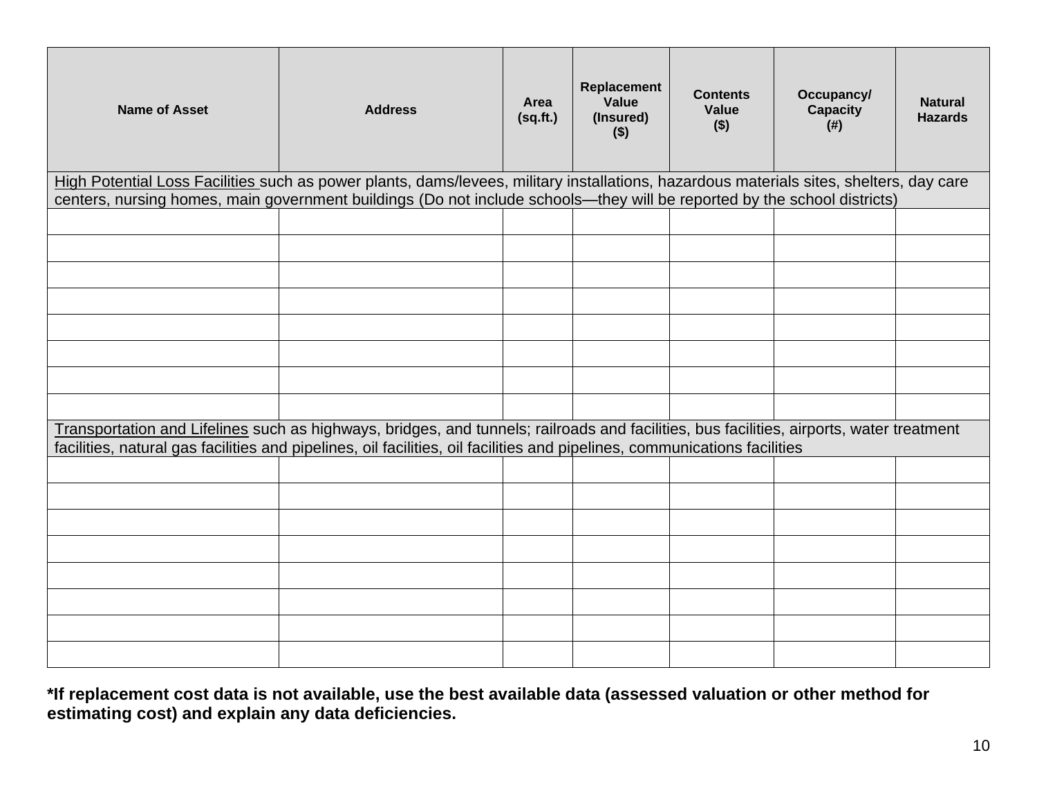| Name of Asset | Address | Area (sq.ft.) | Replacement Value (Insured) ($) | Contents Value ($) | Occupancy/ Capacity (#) | Natural Hazards |
|---|---|---|---|---|---|---|
| High Potential Loss Facilities such as power plants, dams/levees, military installations, hazardous materials sites, shelters, day care centers, nursing homes, main government buildings (Do not include schools—they will be reported by the school districts) | | | | | | |
| | | | | | | |
| | | | | | | |
| | | | | | | |
| | | | | | | |
| | | | | | | |
| | | | | | | |
| | | | | | | |
| | | | | | | |
| Transportation and Lifelines such as highways, bridges, and tunnels; railroads and facilities, bus facilities, airports, water treatment facilities, natural gas facilities and pipelines, oil facilities, oil facilities and pipelines, communications facilities | | | | | | |
| | | | | | | |
| | | | | | | |
| | | | | | | |
| | | | | | | |
| | | | | | | |
| | | | | | | |
| | | | | | | |
| | | | | | | |

**\*If replacement cost data is not available, use the best available data (assessed valuation or other method for estimating cost) and explain any data deficiencies.**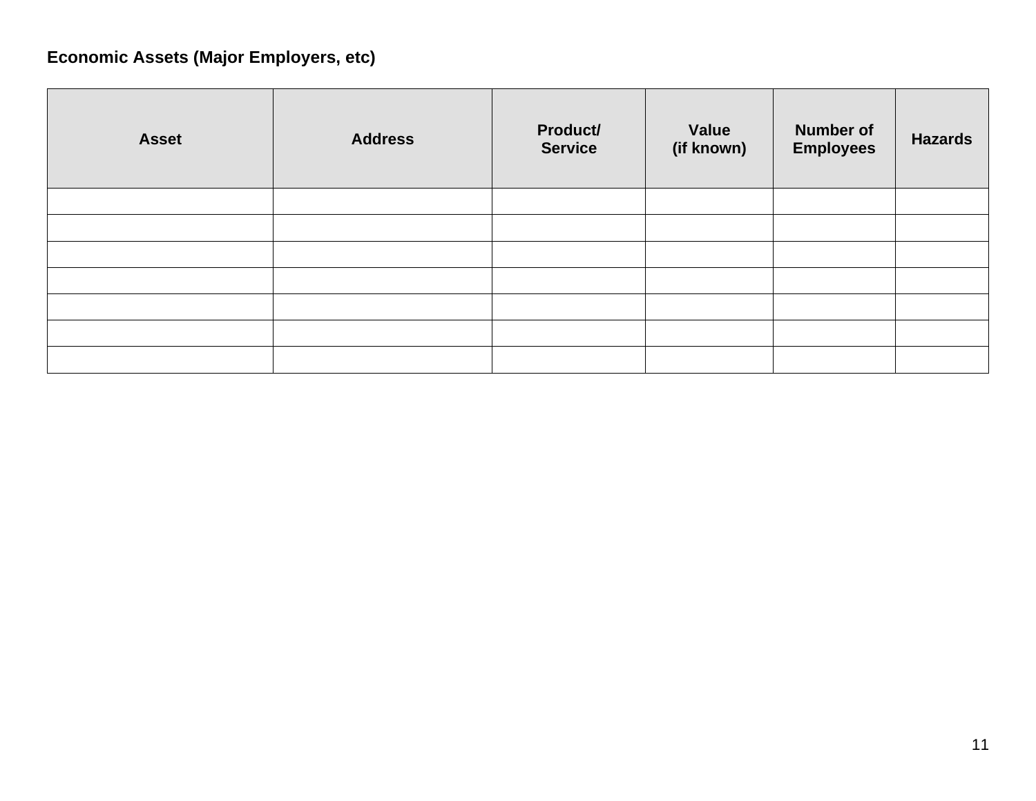**Economic Assets (Major Employers, etc)**

| Asset | Address | Product/ Service | Value (if known) | Number of Employees | Hazards |
|---|---|---|---|---|---|
| | | | | | |
| | | | | | |
| | | | | | |
| | | | | | |
| | | | | | |
| | | | | | |
| | | | | | |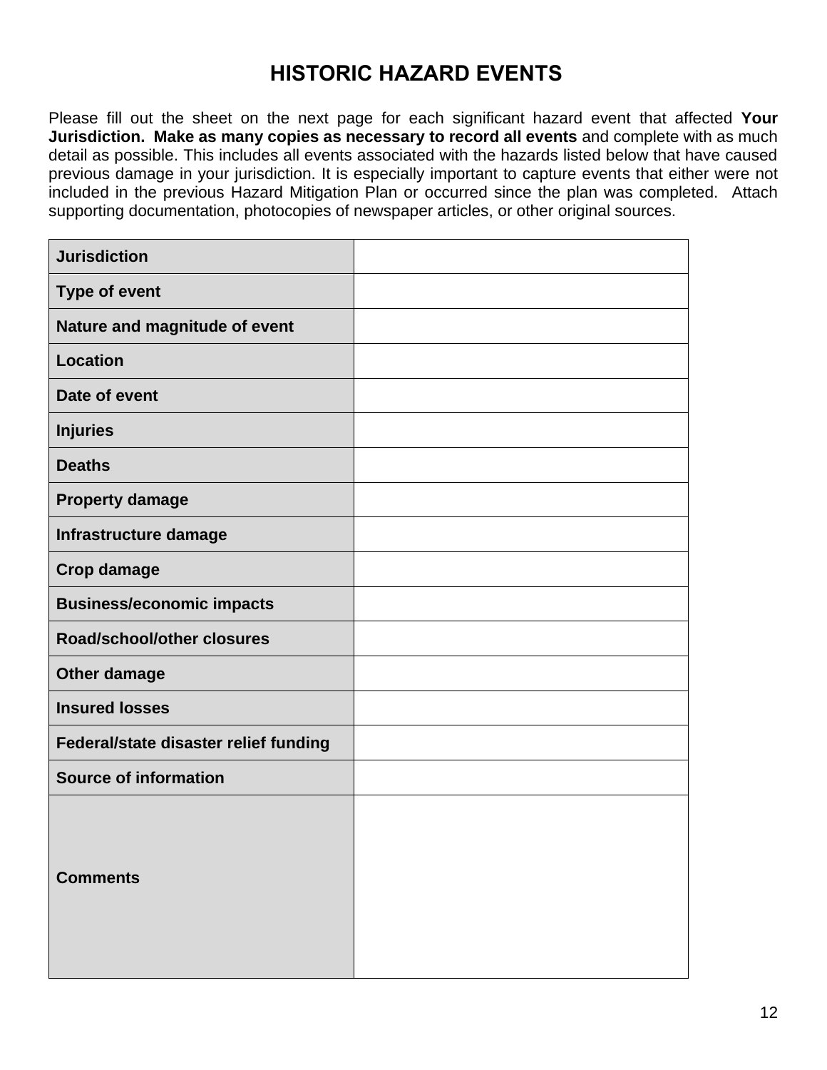# HISTORIC HAZARD EVENTS

Please fill out the sheet on the next page for each significant hazard event that affected **Your Jurisdiction. Make as many copies as necessary to record all events** and complete with as much detail as possible. This includes all events associated with the hazards listed below that have caused previous damage in your jurisdiction. It is especially important to capture events that either were not included in the previous Hazard Mitigation Plan or occurred since the plan was completed. Attach supporting documentation, photocopies of newspaper articles, or other original sources.

| | |
|---|---|
| **Jurisdiction** | |
| **Type of event** | |
| **Nature and magnitude of event** | |
| **Location** | |
| **Date of event** | |
| **Injuries** | |
| **Deaths** | |
| **Property damage** | |
| **Infrastructure damage** | |
| **Crop damage** | |
| **Business/economic impacts** | |
| **Road/school/other closures** | |
| **Other damage** | |
| **Insured losses** | |
| **Federal/state disaster relief funding** | |
| **Source of information** | |
| **Comments** | |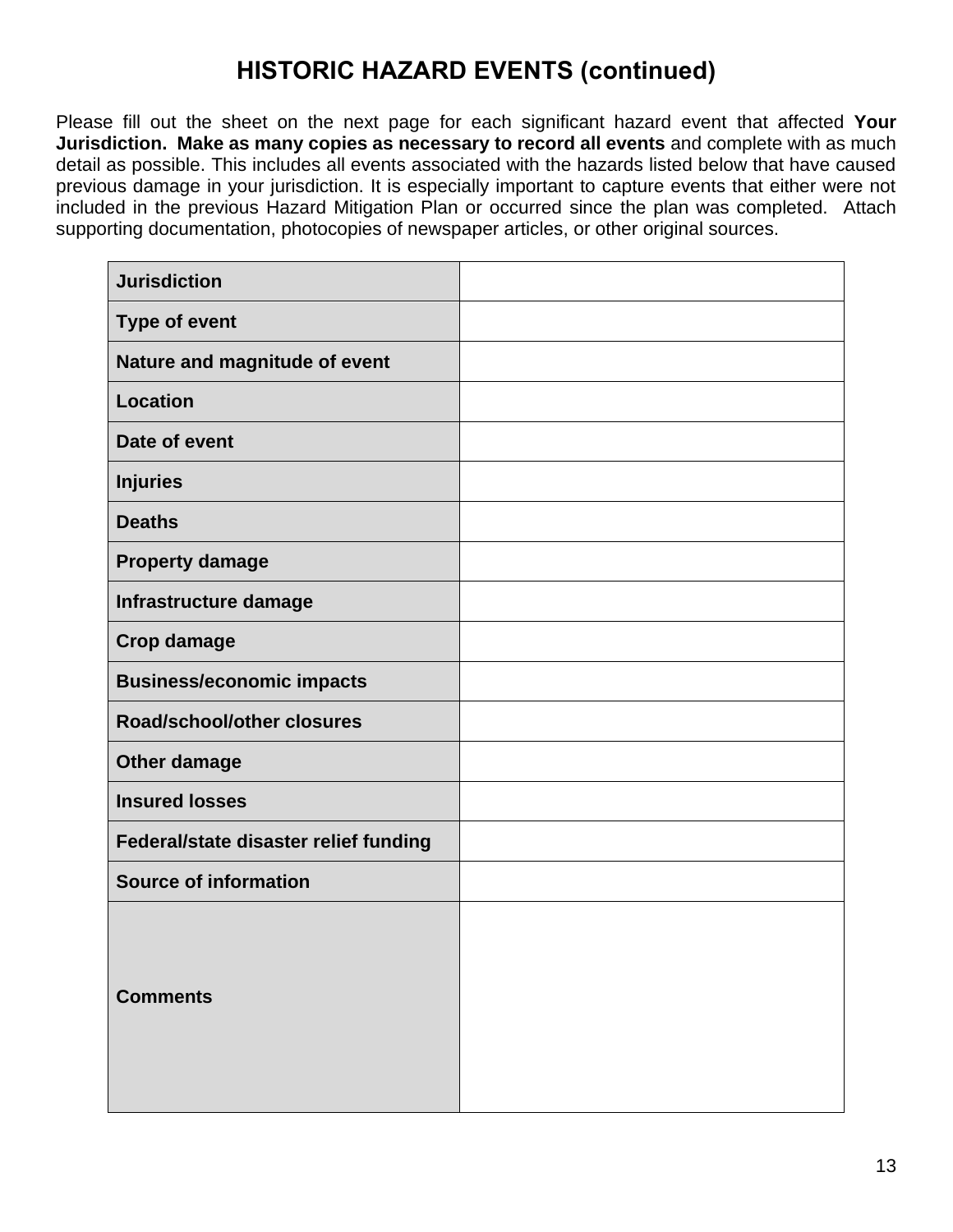# HISTORIC HAZARD EVENTS (continued)

Please fill out the sheet on the next page for each significant hazard event that affected **Your Jurisdiction. Make as many copies as necessary to record all events** and complete with as much detail as possible. This includes all events associated with the hazards listed below that have caused previous damage in your jurisdiction. It is especially important to capture events that either were not included in the previous Hazard Mitigation Plan or occurred since the plan was completed. Attach supporting documentation, photocopies of newspaper articles, or other original sources.

| | |
|---|---|
| **Jurisdiction** | |
| **Type of event** | |
| **Nature and magnitude of event** | |
| **Location** | |
| **Date of event** | |
| **Injuries** | |
| **Deaths** | |
| **Property damage** | |
| **Infrastructure damage** | |
| **Crop damage** | |
| **Business/economic impacts** | |
| **Road/school/other closures** | |
| **Other damage** | |
| **Insured losses** | |
| **Federal/state disaster relief funding** | |
| **Source of information** | |
| **Comments** | |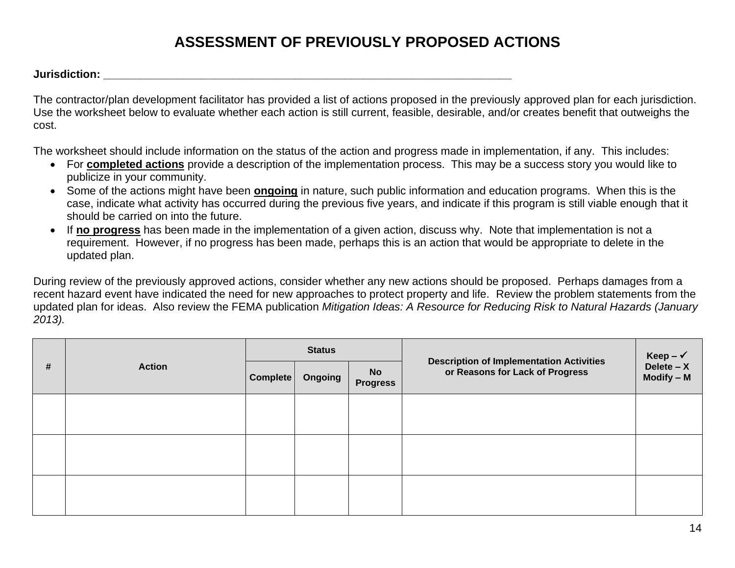# ASSESSMENT OF PREVIOUSLY PROPOSED ACTIONS

**Jurisdiction:** ________________________________________________________________

The contractor/plan development facilitator has provided a list of actions proposed in the previously approved plan for each jurisdiction. Use the worksheet below to evaluate whether each action is still current, feasible, desirable, and/or creates benefit that outweighs the cost.

The worksheet should include information on the status of the action and progress made in implementation, if any. This includes:

- For **completed actions** provide a description of the implementation process. This may be a success story you would like to publicize in your community.
- Some of the actions might have been **ongoing** in nature, such public information and education programs. When this is the case, indicate what activity has occurred during the previous five years, and indicate if this program is still viable enough that it should be carried on into the future.
- If **no progress** has been made in the implementation of a given action, discuss why. Note that implementation is not a requirement. However, if no progress has been made, perhaps this is an action that would be appropriate to delete in the updated plan.

During review of the previously approved actions, consider whether any new actions should be proposed. Perhaps damages from a recent hazard event have indicated the need for new approaches to protect property and life. Review the problem statements from the updated plan for ideas. Also review the FEMA publication *Mitigation Ideas: A Resource for Reducing Risk to Natural Hazards (January 2013).*

| # | Action | Status | | | Description of Implementation Activities or Reasons for Lack of Progress | Keep – ✓ Delete – X Modify – M |
|---|---|---|---|---|---|---|
| | | Complete | Ongoing | No Progress | | |
| | | | | | | |
| | | | | | | |
| | | | | | | |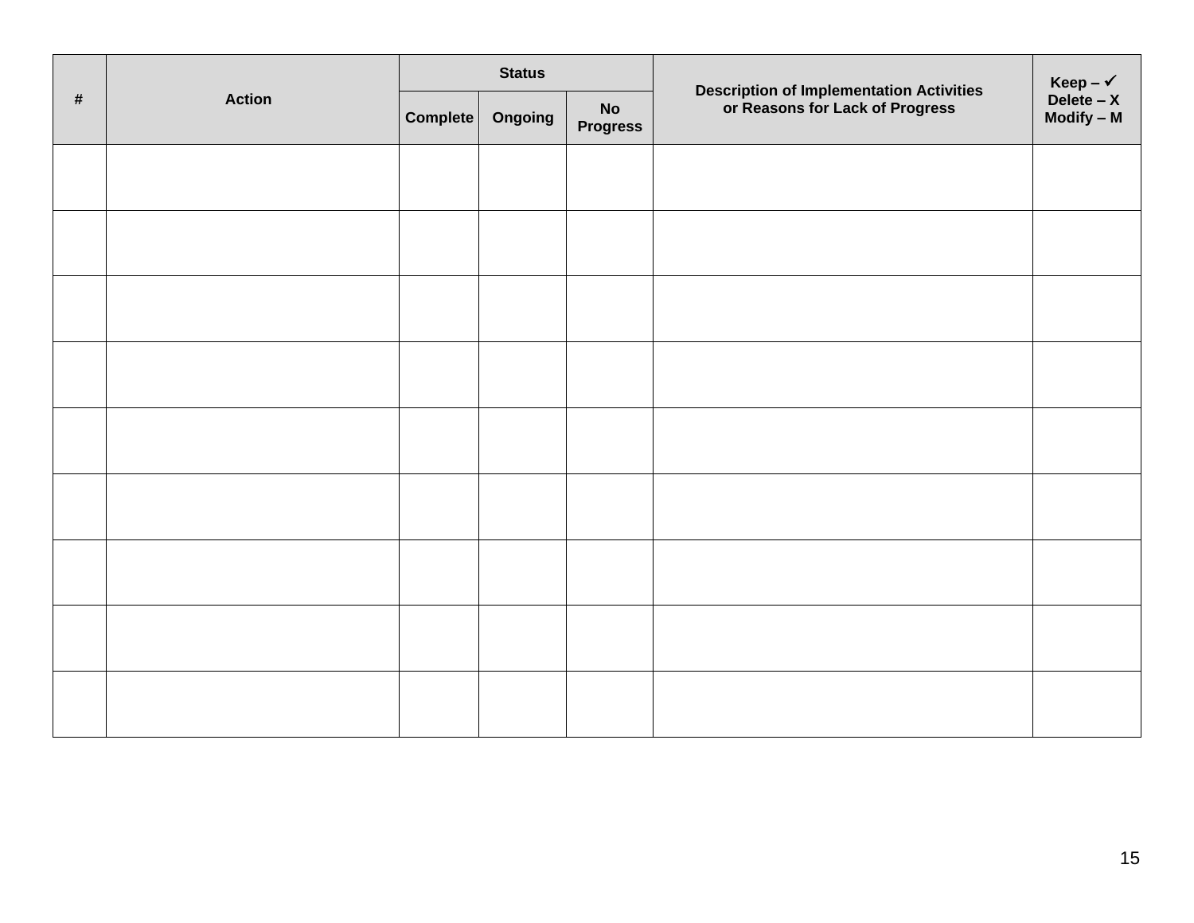| # | Action | Status | | | Description of Implementation Activities or Reasons for Lack of Progress | Keep – ✓ Delete – X Modify – M |
|---|---|---|---|---|---|---|
| | | Complete | Ongoing | No Progress | | |
| | | | | | | |
| | | | | | | |
| | | | | | | |
| | | | | | | |
| | | | | | | |
| | | | | | | |
| | | | | | | |
| | | | | | | |
| | | | | | | |